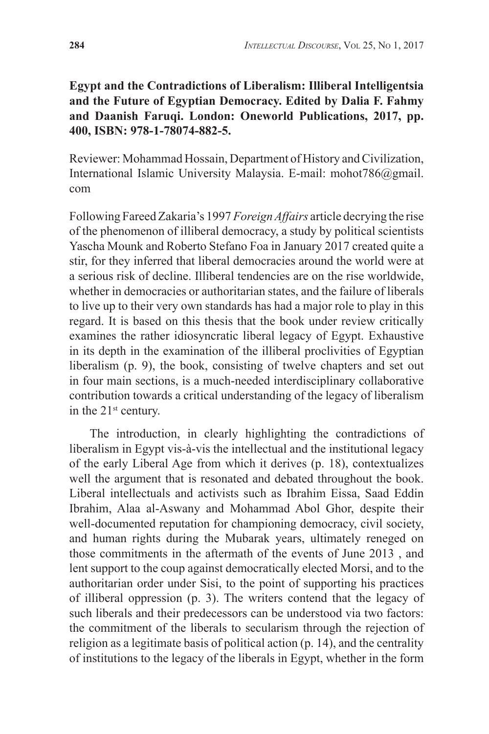**Egypt and the Contradictions of Liberalism: Illiberal Intelligentsia and the Future of Egyptian Democracy. Edited by Dalia F. Fahmy and Daanish Faruqi. London: Oneworld Publications, 2017, pp. 400, ISBN: 978-1-78074-882-5.**

Reviewer: Mohammad Hossain, Department of History and Civilization, International Islamic University Malaysia. E-mail: mohot786@gmail.com

Following Fareed Zakaria's 1997 *Foreign Affairs* article decrying the rise of the phenomenon of illiberal democracy, a study by political scientists Yascha Mounk and Roberto Stefano Foa in January 2017 created quite a stir, for they inferred that liberal democracies around the world were at a serious risk of decline. Illiberal tendencies are on the rise worldwide, whether in democracies or authoritarian states, and the failure of liberals to live up to their very own standards has had a major role to play in this regard. It is based on this thesis that the book under review critically examines the rather idiosyncratic liberal legacy of Egypt. Exhaustive in its depth in the examination of the illiberal proclivities of Egyptian liberalism (p. 9), the book, consisting of twelve chapters and set out in four main sections, is a much-needed interdisciplinary collaborative contribution towards a critical understanding of the legacy of liberalism in the 21st century.

The introduction, in clearly highlighting the contradictions of liberalism in Egypt vis-à-vis the intellectual and the institutional legacy of the early Liberal Age from which it derives (p. 18), contextualizes well the argument that is resonated and debated throughout the book. Liberal intellectuals and activists such as Ibrahim Eissa, Saad Eddin Ibrahim, Alaa al-Aswany and Mohammad Abol Ghor, despite their well-documented reputation for championing democracy, civil society, and human rights during the Mubarak years, ultimately reneged on those commitments in the aftermath of the events of June 2013 , and lent support to the coup against democratically elected Morsi, and to the authoritarian order under Sisi, to the point of supporting his practices of illiberal oppression (p. 3). The writers contend that the legacy of such liberals and their predecessors can be understood via two factors: the commitment of the liberals to secularism through the rejection of religion as a legitimate basis of political action (p. 14), and the centrality of institutions to the legacy of the liberals in Egypt, whether in the form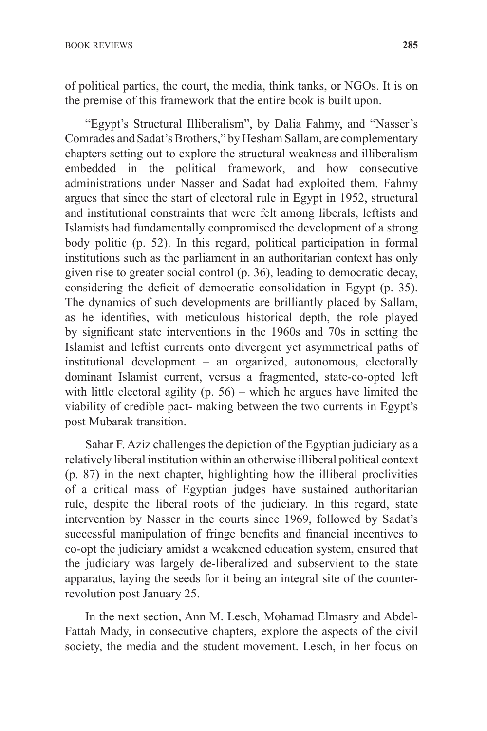of political parties, the court, the media, think tanks, or NGOs. It is on the premise of this framework that the entire book is built upon.

"Egypt's Structural Illiberalism", by Dalia Fahmy, and "Nasser's Comrades and Sadat's Brothers," by Hesham Sallam, are complementary chapters setting out to explore the structural weakness and illiberalism embedded in the political framework, and how consecutive administrations under Nasser and Sadat had exploited them. Fahmy argues that since the start of electoral rule in Egypt in 1952, structural and institutional constraints that were felt among liberals, leftists and Islamists had fundamentally compromised the development of a strong body politic (p. 52). In this regard, political participation in formal institutions such as the parliament in an authoritarian context has only given rise to greater social control (p. 36), leading to democratic decay, considering the deficit of democratic consolidation in Egypt (p. 35). The dynamics of such developments are brilliantly placed by Sallam, as he identifies, with meticulous historical depth, the role played by significant state interventions in the 1960s and 70s in setting the Islamist and leftist currents onto divergent yet asymmetrical paths of institutional development – an organized, autonomous, electorally dominant Islamist current, versus a fragmented, state-co-opted left with little electoral agility (p. 56) – which he argues have limited the viability of credible pact- making between the two currents in Egypt's post Mubarak transition.

Sahar F. Aziz challenges the depiction of the Egyptian judiciary as a relatively liberal institution within an otherwise illiberal political context (p. 87) in the next chapter, highlighting how the illiberal proclivities of a critical mass of Egyptian judges have sustained authoritarian rule, despite the liberal roots of the judiciary. In this regard, state intervention by Nasser in the courts since 1969, followed by Sadat's successful manipulation of fringe benefits and financial incentives to co-opt the judiciary amidst a weakened education system, ensured that the judiciary was largely de-liberalized and subservient to the state apparatus, laying the seeds for it being an integral site of the counter-revolution post January 25.

In the next section, Ann M. Lesch, Mohamad Elmasry and Abdel-Fattah Mady, in consecutive chapters, explore the aspects of the civil society, the media and the student movement. Lesch, in her focus on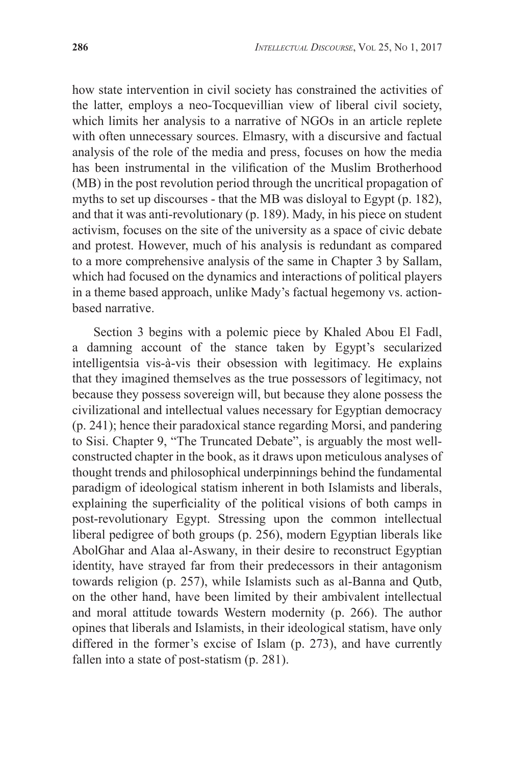how state intervention in civil society has constrained the activities of the latter, employs a neo-Tocquevillian view of liberal civil society, which limits her analysis to a narrative of NGOs in an article replete with often unnecessary sources. Elmasry, with a discursive and factual analysis of the role of the media and press, focuses on how the media has been instrumental in the vilification of the Muslim Brotherhood (MB) in the post revolution period through the uncritical propagation of myths to set up discourses - that the MB was disloyal to Egypt (p. 182), and that it was anti-revolutionary (p. 189). Mady, in his piece on student activism, focuses on the site of the university as a space of civic debate and protest. However, much of his analysis is redundant as compared to a more comprehensive analysis of the same in Chapter 3 by Sallam, which had focused on the dynamics and interactions of political players in a theme based approach, unlike Mady's factual hegemony vs. action-based narrative.

Section 3 begins with a polemic piece by Khaled Abou El Fadl, a damning account of the stance taken by Egypt's secularized intelligentsia vis-à-vis their obsession with legitimacy. He explains that they imagined themselves as the true possessors of legitimacy, not because they possess sovereign will, but because they alone possess the civilizational and intellectual values necessary for Egyptian democracy (p. 241); hence their paradoxical stance regarding Morsi, and pandering to Sisi. Chapter 9, "The Truncated Debate", is arguably the most well-constructed chapter in the book, as it draws upon meticulous analyses of thought trends and philosophical underpinnings behind the fundamental paradigm of ideological statism inherent in both Islamists and liberals, explaining the superficiality of the political visions of both camps in post-revolutionary Egypt. Stressing upon the common intellectual liberal pedigree of both groups (p. 256), modern Egyptian liberals like AbolGhar and Alaa al-Aswany, in their desire to reconstruct Egyptian identity, have strayed far from their predecessors in their antagonism towards religion (p. 257), while Islamists such as al-Banna and Qutb, on the other hand, have been limited by their ambivalent intellectual and moral attitude towards Western modernity (p. 266). The author opines that liberals and Islamists, in their ideological statism, have only differed in the former's excise of Islam (p. 273), and have currently fallen into a state of post-statism (p. 281).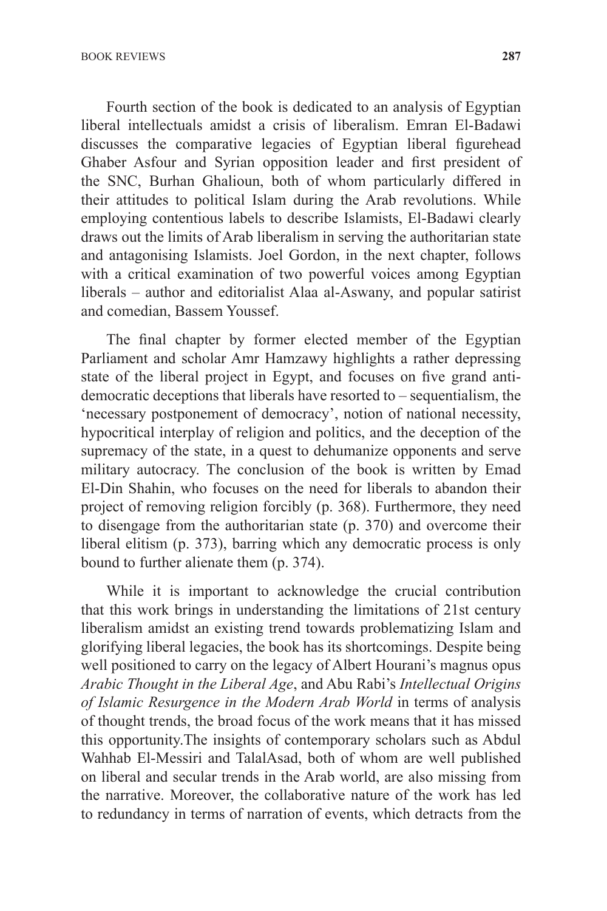Fourth section of the book is dedicated to an analysis of Egyptian liberal intellectuals amidst a crisis of liberalism. Emran El-Badawi discusses the comparative legacies of Egyptian liberal figurehead Ghaber Asfour and Syrian opposition leader and first president of the SNC, Burhan Ghalioun, both of whom particularly differed in their attitudes to political Islam during the Arab revolutions. While employing contentious labels to describe Islamists, El-Badawi clearly draws out the limits of Arab liberalism in serving the authoritarian state and antagonising Islamists. Joel Gordon, in the next chapter, follows with a critical examination of two powerful voices among Egyptian liberals – author and editorialist Alaa al-Aswany, and popular satirist and comedian, Bassem Youssef.

The final chapter by former elected member of the Egyptian Parliament and scholar Amr Hamzawy highlights a rather depressing state of the liberal project in Egypt, and focuses on five grand anti-democratic deceptions that liberals have resorted to – sequentialism, the 'necessary postponement of democracy', notion of national necessity, hypocritical interplay of religion and politics, and the deception of the supremacy of the state, in a quest to dehumanize opponents and serve military autocracy. The conclusion of the book is written by Emad El-Din Shahin, who focuses on the need for liberals to abandon their project of removing religion forcibly (p. 368). Furthermore, they need to disengage from the authoritarian state (p. 370) and overcome their liberal elitism (p. 373), barring which any democratic process is only bound to further alienate them (p. 374).

While it is important to acknowledge the crucial contribution that this work brings in understanding the limitations of 21st century liberalism amidst an existing trend towards problematizing Islam and glorifying liberal legacies, the book has its shortcomings. Despite being well positioned to carry on the legacy of Albert Hourani's magnus opus *Arabic Thought in the Liberal Age*, and Abu Rabi's *Intellectual Origins of Islamic Resurgence in the Modern Arab World* in terms of analysis of thought trends, the broad focus of the work means that it has missed this opportunity.The insights of contemporary scholars such as Abdul Wahhab El-Messiri and TalalAsad, both of whom are well published on liberal and secular trends in the Arab world, are also missing from the narrative. Moreover, the collaborative nature of the work has led to redundancy in terms of narration of events, which detracts from the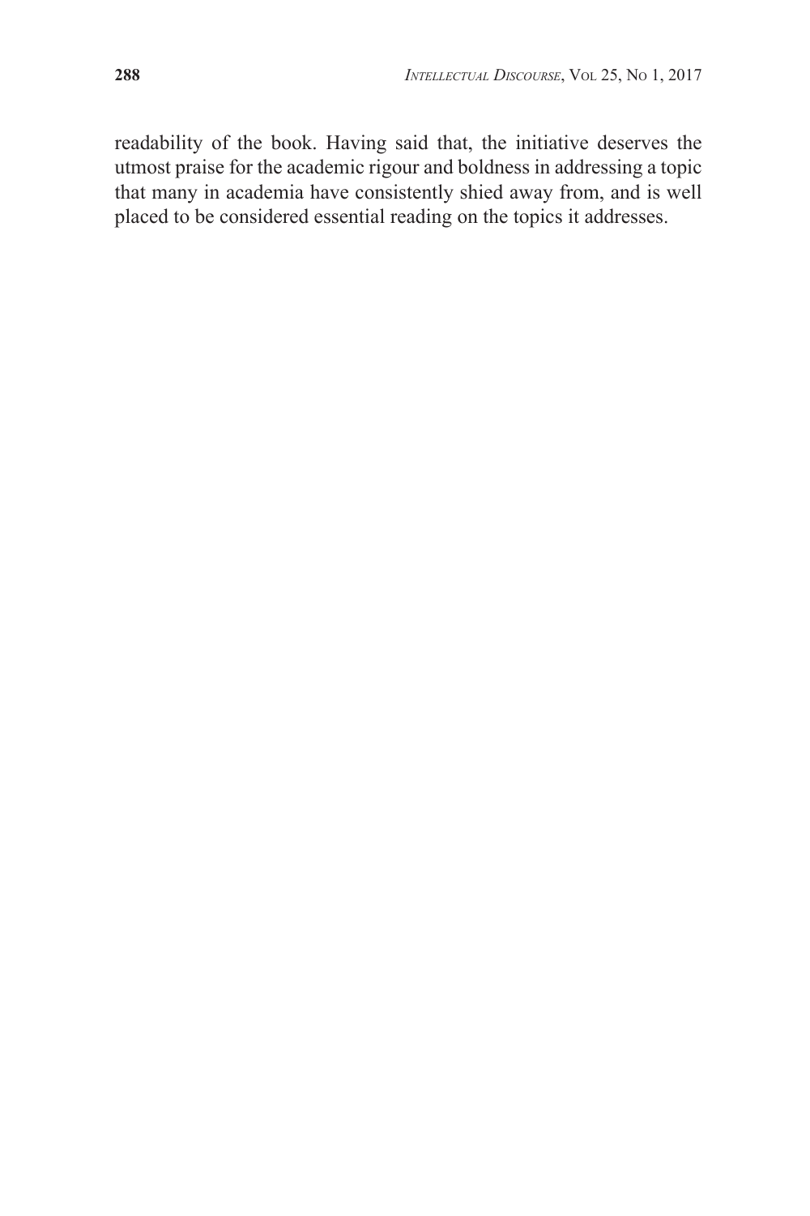readability of the book. Having said that, the initiative deserves the utmost praise for the academic rigour and boldness in addressing a topic that many in academia have consistently shied away from, and is well placed to be considered essential reading on the topics it addresses.